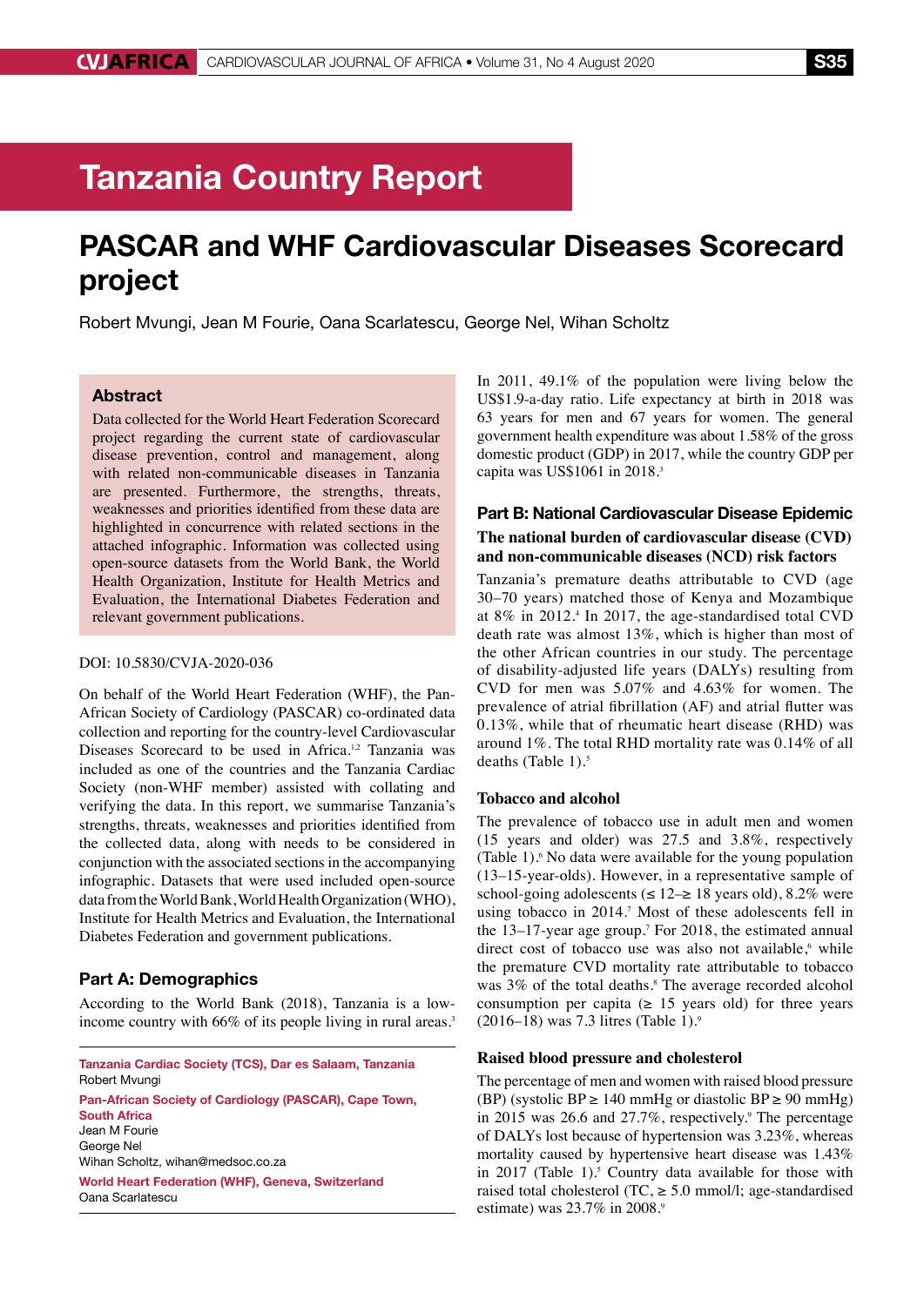# Tanzania Country Report

# PASCAR and WHF Cardiovascular Diseases Scorecard project

Robert Mvungi, Jean M Fourie, Oana Scarlatescu, George Nel, Wihan Scholtz

## Abstract

Data collected for the World Heart Federation Scorecard project regarding the current state of cardiovascular disease prevention, control and management, along with related non-communicable diseases in Tanzania are presented. Furthermore, the strengths, threats, weaknesses and priorities identified from these data are highlighted in concurrence with related sections in the attached infographic. Information was collected using open-source datasets from the World Bank, the World Health Organization, Institute for Health Metrics and Evaluation, the International Diabetes Federation and relevant government publications.

DOI: 10.5830/CVJA-2020-036

On behalf of the World Heart Federation (WHF), the Pan-African Society of Cardiology (PASCAR) co-ordinated data collection and reporting for the country-level Cardiovascular Diseases Scorecard to be used in Africa.[1,2] Tanzania was included as one of the countries and the Tanzania Cardiac Society (non-WHF member) assisted with collating and verifying the data. In this report, we summarise Tanzania's strengths, threats, weaknesses and priorities identified from the collected data, along with needs to be considered in conjunction with the associated sections in the accompanying infographic. Datasets that were used included open-source data from the World Bank, World Health Organization (WHO), Institute for Health Metrics and Evaluation, the International Diabetes Federation and government publications.

## Part A: Demographics

According to the World Bank (2018), Tanzania is a low-income country with 66% of its people living in rural areas.[3] In 2011, 49.1% of the population were living below the US$1.9-a-day ratio. Life expectancy at birth in 2018 was 63 years for men and 67 years for women. The general government health expenditure was about 1.58% of the gross domestic product (GDP) in 2017, while the country GDP per capita was US$1061 in 2018.[3]

**Tanzania Cardiac Society (TCS), Dar es Salaam, Tanzania**
Robert Mvungi

**Pan-African Society of Cardiology (PASCAR), Cape Town, South Africa**
Jean M Fourie
George Nel
Wihan Scholtz, wihan@medsoc.co.za

**World Heart Federation (WHF), Geneva, Switzerland**
Oana Scarlatescu

## Part B: National Cardiovascular Disease Epidemic

### The national burden of cardiovascular disease (CVD) and non-communicable diseases (NCD) risk factors

Tanzania's premature deaths attributable to CVD (age 30–70 years) matched those of Kenya and Mozambique at 8% in 2012.[4] In 2017, the age-standardised total CVD death rate was almost 13%, which is higher than most of the other African countries in our study. The percentage of disability-adjusted life years (DALYs) resulting from CVD for men was 5.07% and 4.63% for women. The prevalence of atrial fibrillation (AF) and atrial flutter was 0.13%, while that of rheumatic heart disease (RHD) was around 1%. The total RHD mortality rate was 0.14% of all deaths (Table 1).[5]

### Tobacco and alcohol

The prevalence of tobacco use in adult men and women (15 years and older) was 27.5 and 3.8%, respectively (Table 1).[6] No data were available for the young population (13–15-year-olds). However, in a representative sample of school-going adolescents (≤ 12–≥ 18 years old), 8.2% were using tobacco in 2014.[7] Most of these adolescents fell in the 13–17-year age group.[7] For 2018, the estimated annual direct cost of tobacco use was also not available,[6] while the premature CVD mortality rate attributable to tobacco was 3% of the total deaths.[8] The average recorded alcohol consumption per capita (≥ 15 years old) for three years (2016–18) was 7.3 litres (Table 1).[9]

### Raised blood pressure and cholesterol

The prevalence of men and women with raised blood pressure (BP) (systolic BP ≥ 140 mmHg or diastolic BP ≥ 90 mmHg) in 2015 was 26.6 and 27.7%, respectively.[9] The percentage of DALYs lost because of hypertension was 3.23%, whereas mortality caused by hypertensive heart disease was 1.43% in 2017 (Table 1).[5] Country data available for those with raised total cholesterol (TC, ≥ 5.0 mmol/l; age-standardised estimate) was 23.7% in 2008.[9]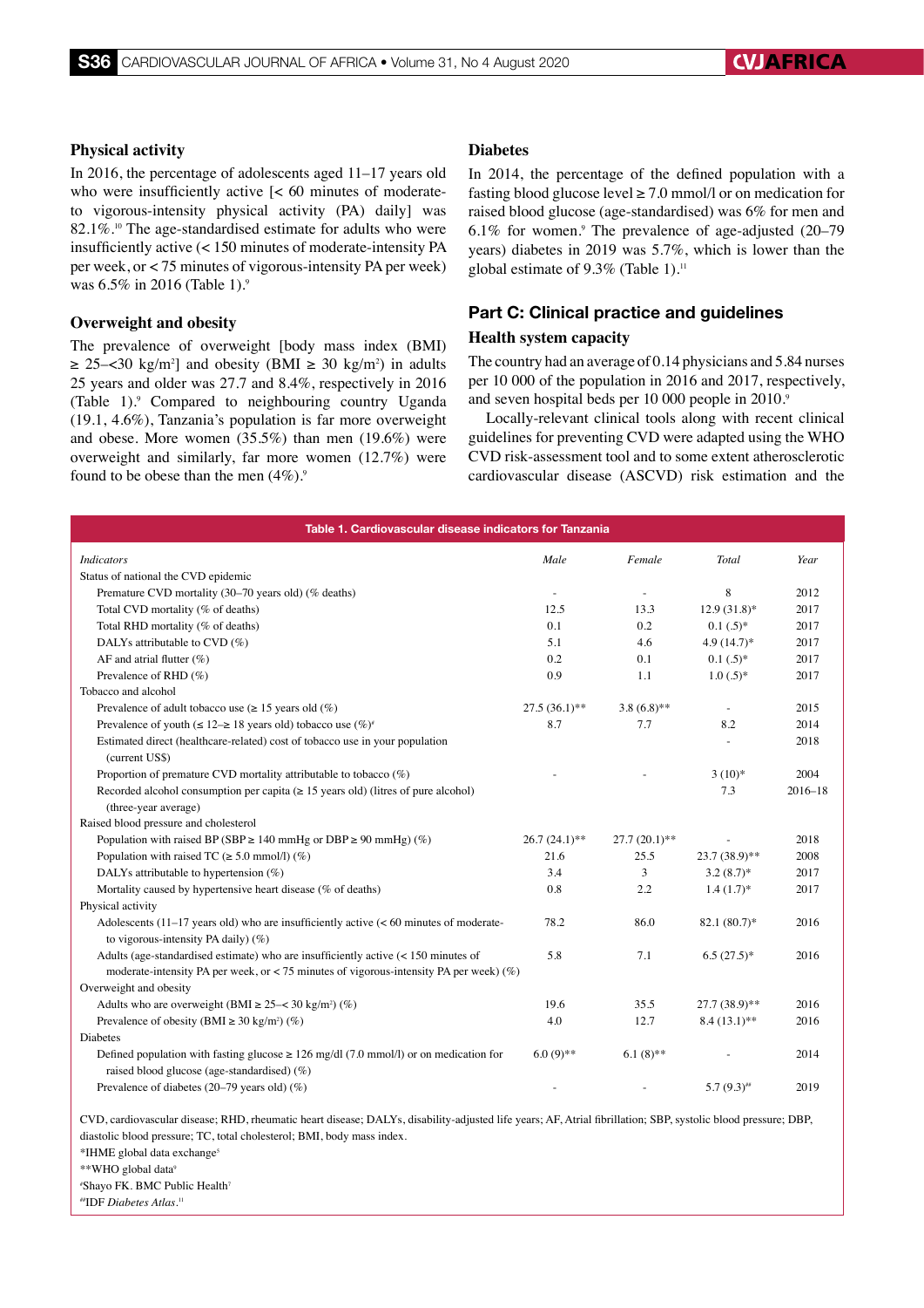### Physical activity

In 2016, the percentage of adolescents aged 11–17 years old who were insufficiently active [< 60 minutes of moderate- to vigorous-intensity physical activity (PA) daily] was 82.1%.[10] The age-standardised estimate for adults who were insufficiently active (< 150 minutes of moderate-intensity PA per week, or < 75 minutes of vigorous-intensity PA per week) was 6.5% in 2016 (Table 1).[9]

### Overweight and obesity

The prevalence of overweight [body mass index (BMI) ≥ 25–<30 kg/m²] and obesity (BMI ≥ 30 kg/m²) in adults 25 years and older was 27.7 and 8.4%, respectively in 2016 (Table 1).[9] Compared to neighbouring country Uganda (19.1, 4.6%), Tanzania's population is far more overweight and obese. More women (35.5%) than men (19.6%) were overweight and similarly, far more women (12.7%) were found to be obese than the men (4%).[9]

### Diabetes

In 2014, the percentage of the defined population with a fasting blood glucose level ≥ 7.0 mmol/l or on medication for raised blood glucose (age-standardised) was 6% for men and 6.1% for women.[9] The prevalence of age-adjusted (20–79 years) diabetes in 2019 was 5.7%, which is lower than the global estimate of 9.3% (Table 1).[11]

## Part C: Clinical practice and guidelines

### Health system capacity

The country had an average of 0.14 physicians and 5.84 nurses per 10 000 of the population in 2016 and 2017, respectively, and seven hospital beds per 10 000 people in 2010.[9]

Locally-relevant clinical tools along with recent clinical guidelines for preventing CVD were adapted using the WHO CVD risk-assessment tool and to some extent atherosclerotic cardiovascular disease (ASCVD) risk estimation and the

**Table 1. Cardiovascular disease indicators for Tanzania**

| *Indicators* | *Male* | *Female* | *Total* | *Year* |
|---|---|---|---|---|
| Status of national the CVD epidemic | | | | |
| Premature CVD mortality (30–70 years old) (% deaths) | - | - | 8 | 2012 |
| Total CVD mortality (% of deaths) | 12.5 | 13.3 | 12.9 (31.8)* | 2017 |
| Total RHD mortality (% of deaths) | 0.1 | 0.2 | 0.1 (.5)* | 2017 |
| DALYs attributable to CVD (%) | 5.1 | 4.6 | 4.9 (14.7)* | 2017 |
| AF and atrial flutter (%) | 0.2 | 0.1 | 0.1 (.5)* | 2017 |
| Prevalence of RHD (%) | 0.9 | 1.1 | 1.0 (.5)* | 2017 |
| Tobacco and alcohol | | | | |
| Prevalence of adult tobacco use (≥ 15 years old (%) | 27.5 (36.1)** | 3.8 (6.8)** | - | 2015 |
| Prevalence of youth (≤ 12–≥ 18 years old) tobacco use (%)[#] | 8.7 | 7.7 | 8.2 | 2014 |
| Estimated direct (healthcare-related) cost of tobacco use in your population (current US$) | | | - | 2018 |
| Proportion of premature CVD mortality attributable to tobacco (%) | - | - | 3 (10)* | 2004 |
| Recorded alcohol consumption per capita (≥ 15 years old) (litres of pure alcohol) (three-year average) | | | 7.3 | 2016–18 |
| Raised blood pressure and cholesterol | | | | |
| Population with raised BP (SBP ≥ 140 mmHg or DBP ≥ 90 mmHg) (%) | 26.7 (24.1)** | 27.7 (20.1)** | - | 2018 |
| Population with raised TC (≥ 5.0 mmol/l) (%) | 21.6 | 25.5 | 23.7 (38.9)** | 2008 |
| DALYs attributable to hypertension (%) | 3.4 | 3 | 3.2 (8.7)* | 2017 |
| Mortality caused by hypertensive heart disease (% of deaths) | 0.8 | 2.2 | 1.4 (1.7)* | 2017 |
| Physical activity | | | | |
| Adolescents (11–17 years old) who are insufficiently active (< 60 minutes of moderate- to vigorous-intensity PA daily) (%) | 78.2 | 86.0 | 82.1 (80.7)* | 2016 |
| Adults (age-standardised estimate) who are insufficiently active (< 150 minutes of moderate-intensity PA per week, or < 75 minutes of vigorous-intensity PA per week) (%) | 5.8 | 7.1 | 6.5 (27.5)* | 2016 |
| Overweight and obesity | | | | |
| Adults who are overweight (BMI ≥ 25–< 30 kg/m²) (%) | 19.6 | 35.5 | 27.7 (38.9)** | 2016 |
| Prevalence of obesity (BMI ≥ 30 kg/m²) (%) | 4.0 | 12.7 | 8.4 (13.1)** | 2016 |
| Diabetes | | | | |
| Defined population with fasting glucose ≥ 126 mg/dl (7.0 mmol/l) or on medication for raised blood glucose (age-standardised) (%) | 6.0 (9)** | 6.1 (8)** | - | 2014 |
| Prevalence of diabetes (20–79 years old) (%) | - | - | 5.7 (9.3)[##] | 2019 |

CVD, cardiovascular disease; RHD, rheumatic heart disease; DALYs, disability-adjusted life years; AF, Atrial fibrillation; SBP, systolic blood pressure; DBP, diastolic blood pressure; TC, total cholesterol; BMI, body mass index.
*IHME global data exchange[5]
**WHO global data[9]
[#]Shayo FK. BMC Public Health[7]
[##]IDF *Diabetes Atlas*.[11]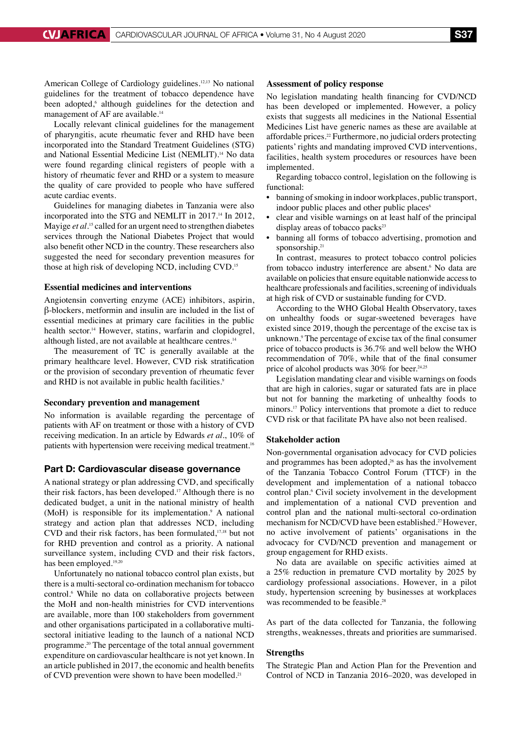American College of Cardiology guidelines.[12,13] No national guidelines for the treatment of tobacco dependence have been adopted,[6] although guidelines for the detection and management of AF are available.[14]

Locally relevant clinical guidelines for the management of pharyngitis, acute rheumatic fever and RHD have been incorporated into the Standard Treatment Guidelines (STG) and National Essential Medicine List (NEMLIT).[14] No data were found regarding clinical registers of people with a history of rheumatic fever and RHD or a system to measure the quality of care provided to people who have suffered acute cardiac events.

Guidelines for managing diabetes in Tanzania were also incorporated into the STG and NEMLIT in 2017.[14] In 2012, Mayige *et al*.[15] called for an urgent need to strengthen diabetes services through the National Diabetes Project that would also benefit other NCD in the country. These researchers also suggested the need for secondary prevention measures for those at high risk of developing NCD, including CVD.[15]

### Essential medicines and interventions

Angiotensin converting enzyme (ACE) inhibitors, aspirin, β-blockers, metformin and insulin are included in the list of essential medicines at primary care facilities in the public health sector.[14] However, statins, warfarin and clopidogrel, although listed, are not available at healthcare centres.[14]

The measurement of TC is generally available at the primary healthcare level. However, CVD risk stratification or the provision of secondary prevention of rheumatic fever and RHD is not available in public health facilities.[9]

### Secondary prevention and management

No information is available regarding the percentage of patients with AF on treatment or those with a history of CVD receiving medication. In an article by Edwards *et al*., 10% of patients with hypertension were receiving medical treatment.[16]

## Part D: Cardiovascular disease governance

A national strategy or plan addressing CVD, and specifically their risk factors, has been developed.[17] Although there is no dedicated budget, a unit in the national ministry of health (MoH) is responsible for its implementation.[9] A national strategy and action plan that addresses NCD, including CVD and their risk factors, has been formulated,[17,18] but not for RHD prevention and control as a priority. A national surveillance system, including CVD and their risk factors, has been employed.[19,20]

Unfortunately no national tobacco control plan exists, but there is a multi-sectoral co-ordination mechanism for tobacco control.[6] While no data on collaborative projects between the MoH and non-health ministries for CVD interventions are available, more than 100 stakeholders from government and other organisations participated in a collaborative multi-sectoral initiative leading to the launch of a national NCD programme.[20] The percentage of the total annual government expenditure on cardiovascular healthcare is not yet known. In an article published in 2017, the economic and health benefits of CVD prevention were shown to have been modelled.[21]

### Assessment of policy response

No legislation mandating health financing for CVD/NCD has been developed or implemented. However, a policy exists that suggests all medicines in the National Essential Medicines List have generic names as these are available at affordable prices.[22] Furthermore, no judicial orders protecting patients' rights and mandating improved CVD interventions, facilities, health system procedures or resources have been implemented.

Regarding tobacco control, legislation on the following is functional:

- banning of smoking in indoor workplaces, public transport, indoor public places and other public places[6]
- clear and visible warnings on at least half of the principal display areas of tobacco packs[23]
- banning all forms of tobacco advertising, promotion and sponsorship.[21]

In contrast, measures to protect tobacco control policies from tobacco industry interference are absent.[6] No data are available on policies that ensure equitable nationwide access to healthcare professionals and facilities, screening of individuals at high risk of CVD or sustainable funding for CVD.

According to the WHO Global Health Observatory, taxes on unhealthy foods or sugar-sweetened beverages have existed since 2019, though the percentage of the excise tax is unknown.[9] The percentage of excise tax of the final consumer price of tobacco products is 36.7% and well below the WHO recommendation of 70%, while that of the final consumer price of alcohol products was 30% for beer.[24,25]

Legislation mandating clear and visible warnings on foods that are high in calories, sugar or saturated fats are in place but not for banning the marketing of unhealthy foods to minors.[17] Policy interventions that promote a diet to reduce CVD risk or that facilitate PA have also not been realised.

### Stakeholder action

Non-governmental organisation advocacy for CVD policies and programmes has been adopted,[26] as has the involvement of the Tanzania Tobacco Control Forum (TTCF) in the development and implementation of a national tobacco control plan.[6] Civil society involvement in the development and implementation of a national CVD prevention and control plan and the national multi-sectoral co-ordination mechanism for NCD/CVD have been established.[27] However, no active involvement of patients' organisations in the advocacy for CVD/NCD prevention and management or group engagement for RHD exists.

No data are available on specific activities aimed at a 25% reduction in premature CVD mortality by 2025 by cardiology professional associations. However, in a pilot study, hypertension screening by businesses at workplaces was recommended to be feasible.[28]

As part of the data collected for Tanzania, the following strengths, weaknesses, threats and priorities are summarised.

### Strengths

The Strategic Plan and Action Plan for the Prevention and Control of NCD in Tanzania 2016–2020, was developed in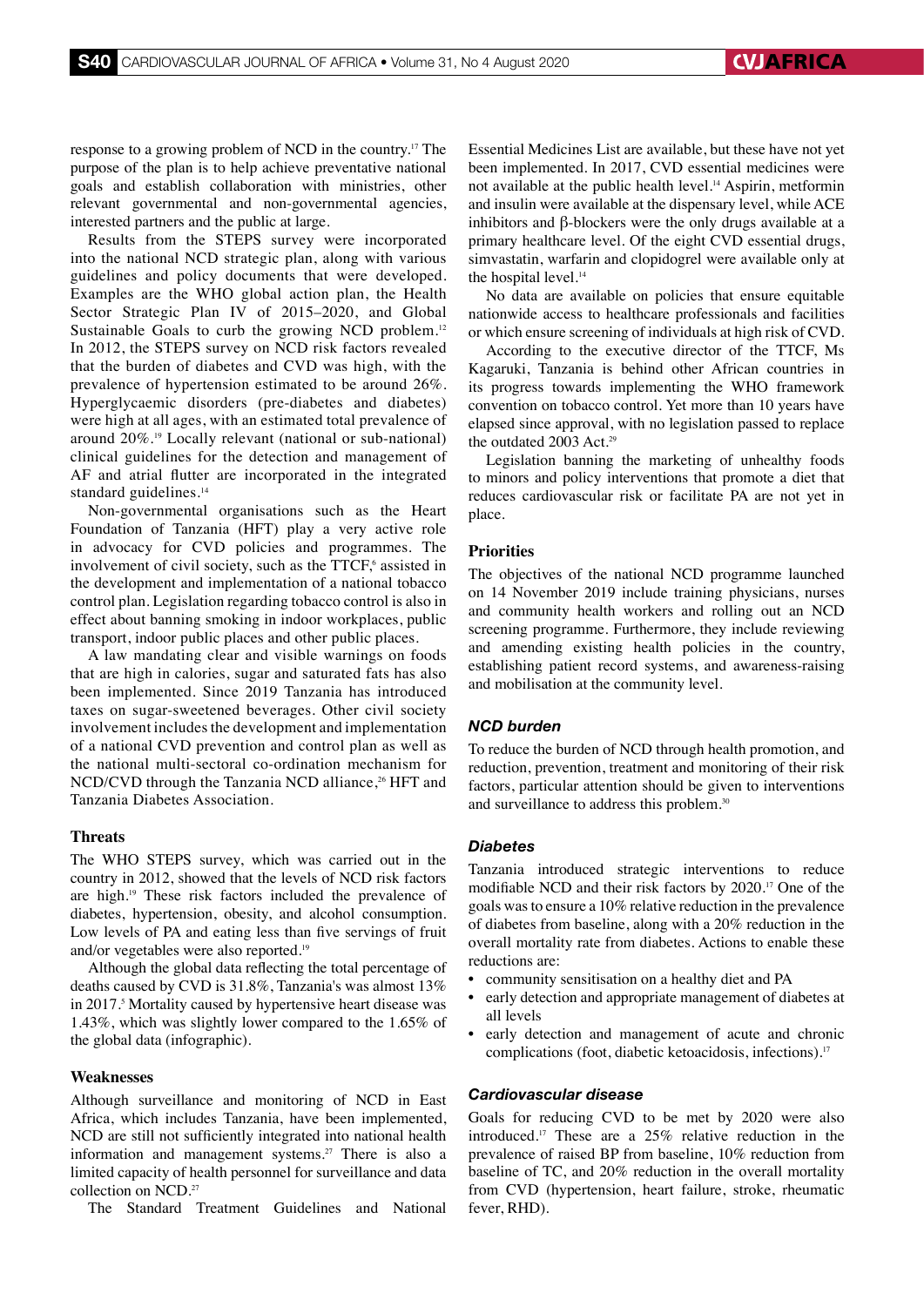response to a growing problem of NCD in the country.[17] The purpose of the plan is to help achieve preventative national goals and establish collaboration with ministries, other relevant governmental and non-governmental agencies, interested partners and the public at large.

Results from the STEPS survey were incorporated into the national NCD strategic plan, along with various guidelines and policy documents that were developed. Examples are the WHO global action plan, the Health Sector Strategic Plan IV of 2015–2020, and Global Sustainable Goals to curb the growing NCD problem.[12] In 2012, the STEPS survey on NCD risk factors revealed that the burden of diabetes and CVD was high, with the prevalence of hypertension estimated to be around 26%. Hyperglycaemic disorders (pre-diabetes and diabetes) were high at all ages, with an estimated total prevalence of around 20%.[19] Locally relevant (national or sub-national) clinical guidelines for the detection and management of AF and atrial flutter are incorporated in the integrated standard guidelines.[14]

Non-governmental organisations such as the Heart Foundation of Tanzania (HFT) play a very active role in advocacy for CVD policies and programmes. The involvement of civil society, such as the TTCF,[6] assisted in the development and implementation of a national tobacco control plan. Legislation regarding tobacco control is also in effect about banning smoking in indoor workplaces, public transport, indoor public places and other public places.

A law mandating clear and visible warnings on foods that are high in calories, sugar and saturated fats has also been implemented. Since 2019 Tanzania has introduced taxes on sugar-sweetened beverages. Other civil society involvement includes the development and implementation of a national CVD prevention and control plan as well as the national multi-sectoral co-ordination mechanism for NCD/CVD through the Tanzania NCD alliance,[26] HFT and Tanzania Diabetes Association.

## Threats

The WHO STEPS survey, which was carried out in the country in 2012, showed that the levels of NCD risk factors are high.[19] These risk factors included the prevalence of diabetes, hypertension, obesity, and alcohol consumption. Low levels of PA and eating less than five servings of fruit and/or vegetables were also reported.[19]

Although the global data reflecting the total percentage of deaths caused by CVD is 31.8%, Tanzania's was almost 13% in 2017.[5] Mortality caused by hypertensive heart disease was 1.43%, which was slightly lower compared to the 1.65% of the global data (infographic).

## Weaknesses

Although surveillance and monitoring of NCD in East Africa, which includes Tanzania, have been implemented, NCD are still not sufficiently integrated into national health information and management systems.[27] There is also a limited capacity of health personnel for surveillance and data collection on NCD.[27]

The Standard Treatment Guidelines and National Essential Medicines List are available, but these have not yet been implemented. In 2017, CVD essential medicines were not available at the public health level.[14] Aspirin, metformin and insulin were available at the dispensary level, while ACE inhibitors and β-blockers were the only drugs available at a primary healthcare level. Of the eight CVD essential drugs, simvastatin, warfarin and clopidogrel were available only at the hospital level.[14]

No data are available on policies that ensure equitable nationwide access to healthcare professionals and facilities or which ensure screening of individuals at high risk of CVD.

According to the executive director of the TTCF, Ms Kagaruki, Tanzania is behind other African countries in its progress towards implementing the WHO framework convention on tobacco control. Yet more than 10 years have elapsed since approval, with no legislation passed to replace the outdated 2003 Act.[29]

Legislation banning the marketing of unhealthy foods to minors and policy interventions that promote a diet that reduces cardiovascular risk or facilitate PA are not yet in place.

## Priorities

The objectives of the national NCD programme launched on 14 November 2019 include training physicians, nurses and community health workers and rolling out an NCD screening programme. Furthermore, they include reviewing and amending existing health policies in the country, establishing patient record systems, and awareness-raising and mobilisation at the community level.

### *NCD burden*

To reduce the burden of NCD through health promotion, and reduction, prevention, treatment and monitoring of their risk factors, particular attention should be given to interventions and surveillance to address this problem.[30]

### *Diabetes*

Tanzania introduced strategic interventions to reduce modifiable NCD and their risk factors by 2020.[17] One of the goals was to ensure a 10% relative reduction in the prevalence of diabetes from baseline, along with a 20% reduction in the overall mortality rate from diabetes. Actions to enable these reductions are:

- community sensitisation on a healthy diet and PA
- early detection and appropriate management of diabetes at all levels
- early detection and management of acute and chronic complications (foot, diabetic ketoacidosis, infections).[17]

### *Cardiovascular disease*

Goals for reducing CVD to be met by 2020 were also introduced.[17] These are a 25% relative reduction in the prevalence of raised BP from baseline, 10% reduction from baseline of TC, and 20% reduction in the overall mortality from CVD (hypertension, heart failure, stroke, rheumatic fever, RHD).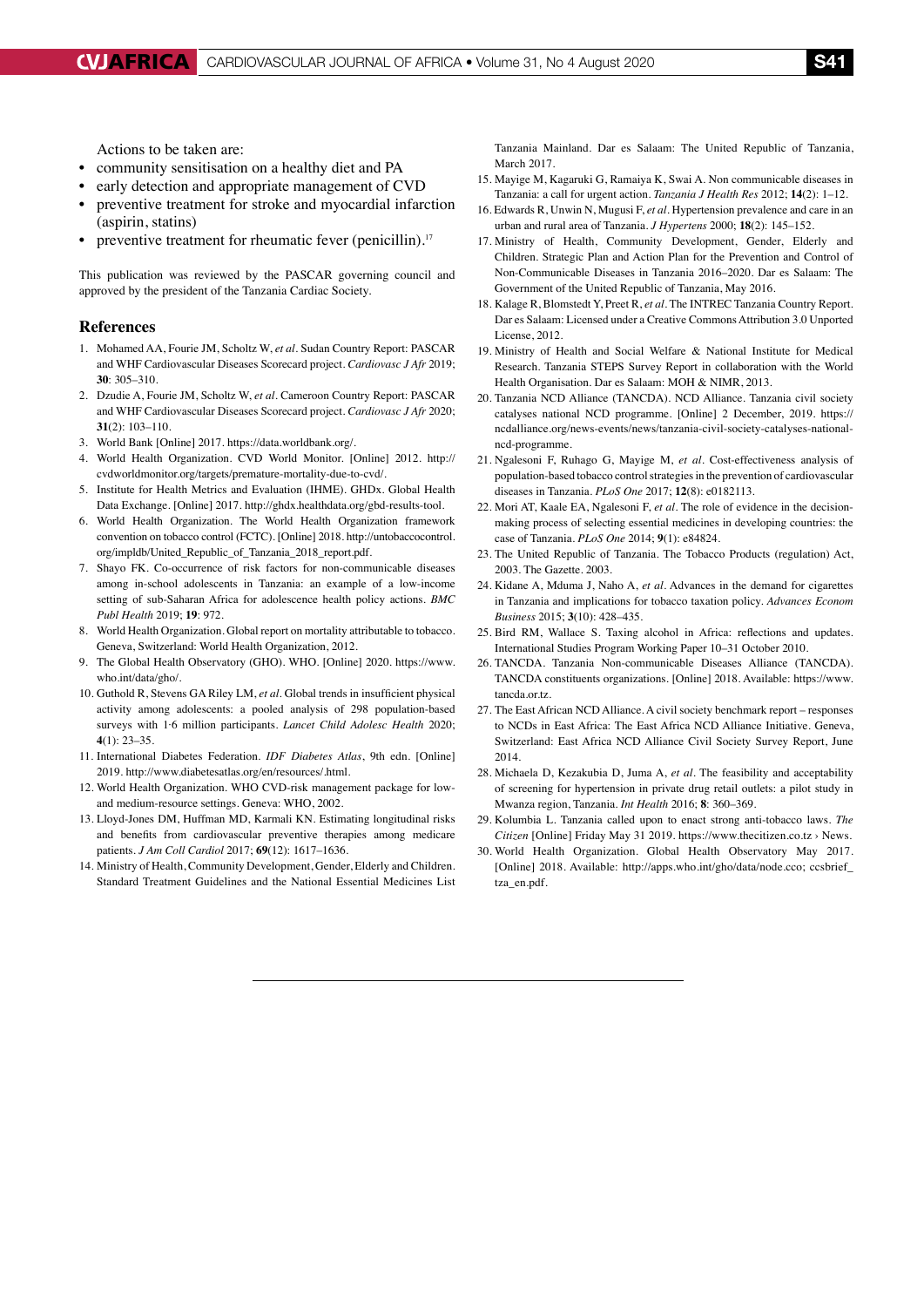Actions to be taken are:

- community sensitisation on a healthy diet and PA
- early detection and appropriate management of CVD
- preventive treatment for stroke and myocardial infarction (aspirin, statins)
- preventive treatment for rheumatic fever (penicillin).[17]

This publication was reviewed by the PASCAR governing council and approved by the president of the Tanzania Cardiac Society.

## References

1. Mohamed AA, Fourie JM, Scholtz W, *et al*. Sudan Country Report: PASCAR and WHF Cardiovascular Diseases Scorecard project. *Cardiovasc J Afr* 2019; **30**: 305–310.
2. Dzudie A, Fourie JM, Scholtz W, *et al*. Cameroon Country Report: PASCAR and WHF Cardiovascular Diseases Scorecard project. *Cardiovasc J Afr* 2020; **31**(2): 103–110.
3. World Bank [Online] 2017. https://data.worldbank.org/.
4. World Health Organization. CVD World Monitor. [Online] 2012. http://cvdworldmonitor.org/targets/premature-mortality-due-to-cvd/.
5. Institute for Health Metrics and Evaluation (IHME). GHDx. Global Health Data Exchange. [Online] 2017. http://ghdx.healthdata.org/gbd-results-tool.
6. World Health Organization. The World Health Organization framework convention on tobacco control (FCTC). [Online] 2018. http://untobaccocontrol.org/impldb/United_Republic_of_Tanzania_2018_report.pdf.
7. Shayo FK. Co-occurrence of risk factors for non-communicable diseases among in-school adolescents in Tanzania: an example of a low-income setting of sub-Saharan Africa for adolescence health policy actions. *BMC Publ Health* 2019; **19**: 972.
8. World Health Organization. Global report on mortality attributable to tobacco. Geneva, Switzerland: World Health Organization, 2012.
9. The Global Health Observatory (GHO). WHO. [Online] 2020. https://www.who.int/data/gho/.
10. Guthold R, Stevens GA Riley LM, *et al*. Global trends in insufficient physical activity among adolescents: a pooled analysis of 298 population-based surveys with 1·6 million participants. *Lancet Child Adolesc Health* 2020; **4**(1): 23–35.
11. International Diabetes Federation. *IDF Diabetes Atlas*, 9th edn. [Online] 2019. http://www.diabetesatlas.org/en/resources/.html.
12. World Health Organization. WHO CVD-risk management package for low- and medium-resource settings. Geneva: WHO, 2002.
13. Lloyd-Jones DM, Huffman MD, Karmali KN. Estimating longitudinal risks and benefits from cardiovascular preventive therapies among medicare patients. *J Am Coll Cardiol* 2017; **69**(12): 1617–1636.
14. Ministry of Health, Community Development, Gender, Elderly and Children. Standard Treatment Guidelines and the National Essential Medicines List Tanzania Mainland. Dar es Salaam: The United Republic of Tanzania, March 2017.
15. Mayige M, Kagaruki G, Ramaiya K, Swai A. Non communicable diseases in Tanzania: a call for urgent action. *Tanzania J Health Res* 2012; **14**(2): 1–12.
16. Edwards R, Unwin N, Mugusi F, *et al*. Hypertension prevalence and care in an urban and rural area of Tanzania. *J Hypertens* 2000; **18**(2): 145–152.
17. Ministry of Health, Community Development, Gender, Elderly and Children. Strategic Plan and Action Plan for the Prevention and Control of Non-Communicable Diseases in Tanzania 2016–2020. Dar es Salaam: The Government of the United Republic of Tanzania, May 2016.
18. Kalage R, Blomstedt Y, Preet R, *et al*. The INTREC Tanzania Country Report. Dar es Salaam: Licensed under a Creative Commons Attribution 3.0 Unported License, 2012.
19. Ministry of Health and Social Welfare & National Institute for Medical Research. Tanzania STEPS Survey Report in collaboration with the World Health Organisation. Dar es Salaam: MOH & NIMR, 2013.
20. Tanzania NCD Alliance (TANCDA). NCD Alliance. Tanzania civil society catalyses national NCD programme. [Online] 2 December, 2019. https://ncdalliance.org/news-events/news/tanzania-civil-society-catalyses-national-ncd-programme.
21. Ngalesoni F, Ruhago G, Mayige M, *et al*. Cost-effectiveness analysis of population-based tobacco control strategies in the prevention of cardiovascular diseases in Tanzania. *PLoS One* 2017; **12**(8): e0182113.
22. Mori AT, Kaale EA, Ngalesoni F, *et al*. The role of evidence in the decision-making process of selecting essential medicines in developing countries: the case of Tanzania. *PLoS One* 2014; **9**(1): e84824.
23. The United Republic of Tanzania. The Tobacco Products (regulation) Act, 2003. The Gazette. 2003.
24. Kidane A, Mduma J, Naho A, *et al*. Advances in the demand for cigarettes in Tanzania and implications for tobacco taxation policy. *Advances Econom Business* 2015; **3**(10): 428–435.
25. Bird RM, Wallace S. Taxing alcohol in Africa: reflections and updates. International Studies Program Working Paper 10–31 October 2010.
26. TANCDA. Tanzania Non-communicable Diseases Alliance (TANCDA). TANCDA constituents organizations. [Online] 2018. Available: https://www.tancda.or.tz.
27. The East African NCD Alliance. A civil society benchmark report – responses to NCDs in East Africa: The East Africa NCD Alliance Initiative. Geneva, Switzerland: East Africa NCD Alliance Civil Society Survey Report, June 2014.
28. Michaela D, Kezakubia D, Juma A, *et al*. The feasibility and acceptability of screening for hypertension in private drug retail outlets: a pilot study in Mwanza region, Tanzania. *Int Health* 2016; **8**: 360–369.
29. Kolumbia L. Tanzania called upon to enact strong anti-tobacco laws. *The Citizen* [Online] Friday May 31 2019. https://www.thecitizen.co.tz › News.
30. World Health Organization. Global Health Observatory May 2017. [Online] 2018. Available: http://apps.who.int/gho/data/node.cco; ccsbrief_tza_en.pdf.